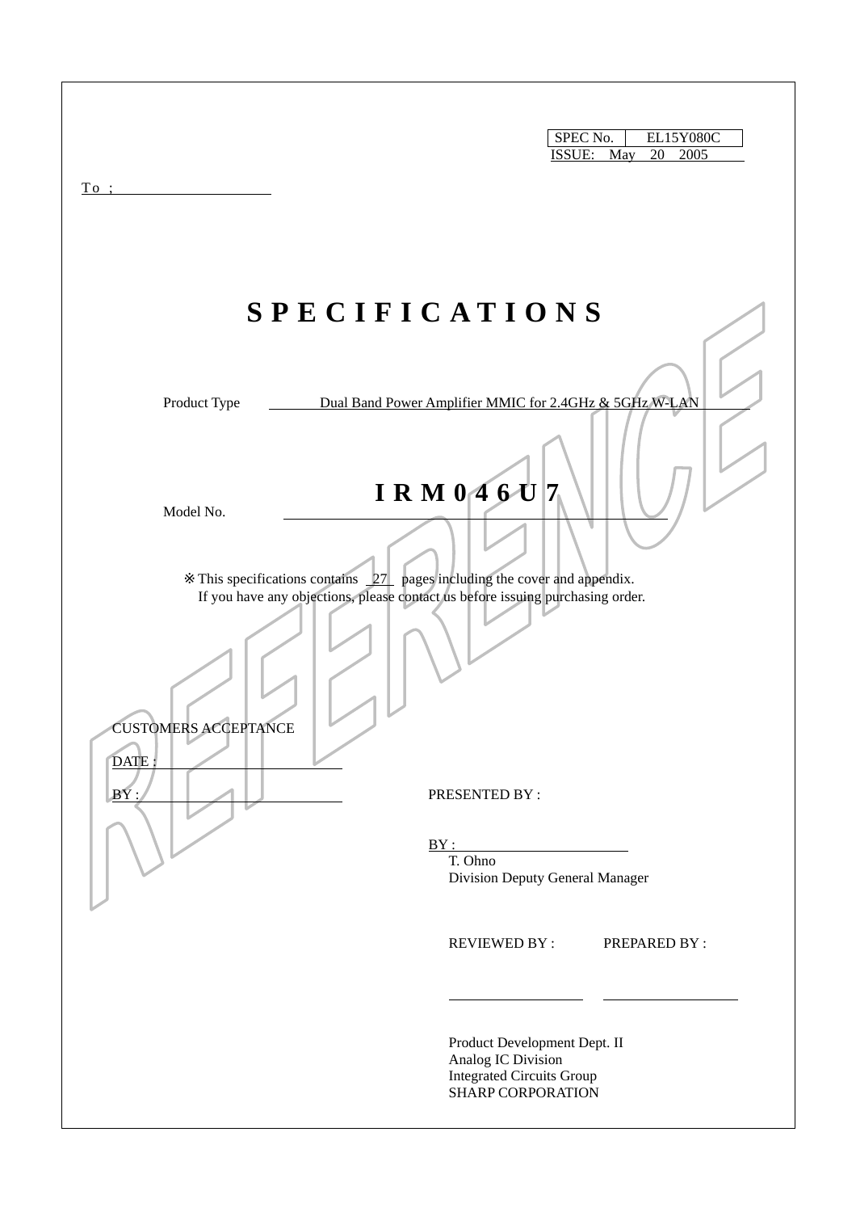| SPEC No. | EL15Y080C |
|---|---|
| ISSUE: May 20 2005 | |

To ;

# S P E C I F I C A T I O N S

Product Type Dual Band Power Amplifier MMIC for 2.4GHz & 5GHz W-LAN

Model No. **I R M 0 4 6 U 7**

※ This specifications contains 27 pages including the cover and appendix.
If you have any objections, please contact us before issuing purchasing order.

CUSTOMERS ACCEPTANCE

DATE :

BY :

PRESENTED BY :

BY :
T. Ohno
Division Deputy General Manager

REVIEWED BY : PREPARED BY :

Product Development Dept. II
Analog IC Division
Integrated Circuits Group
SHARP CORPORATION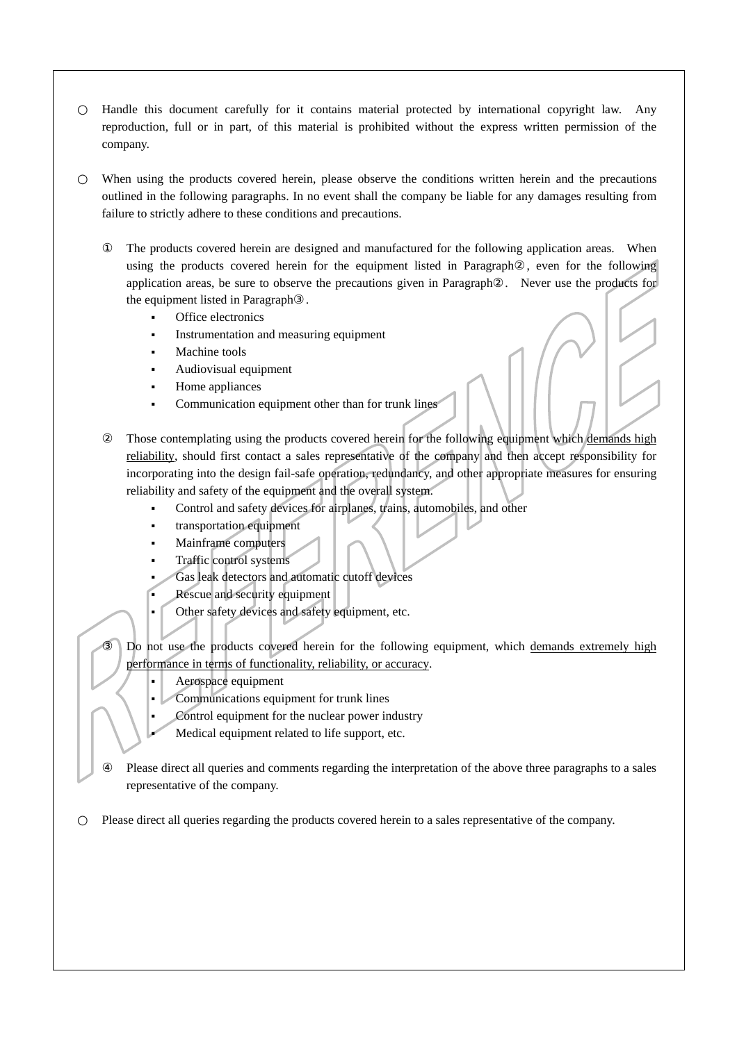○ Handle this document carefully for it contains material protected by international copyright law. Any reproduction, full or in part, of this material is prohibited without the express written permission of the company.

○ When using the products covered herein, please observe the conditions written herein and the precautions outlined in the following paragraphs. In no event shall the company be liable for any damages resulting from failure to strictly adhere to these conditions and precautions.

① The products covered herein are designed and manufactured for the following application areas. When using the products covered herein for the equipment listed in Paragraph②, even for the following application areas, be sure to observe the precautions given in Paragraph②. Never use the products for the equipment listed in Paragraph③.

- Office electronics
- Instrumentation and measuring equipment
- Machine tools
- Audiovisual equipment
- Home appliances
- Communication equipment other than for trunk lines

② Those contemplating using the products covered herein for the following equipment which demands high reliability, should first contact a sales representative of the company and then accept responsibility for incorporating into the design fail-safe operation, redundancy, and other appropriate measures for ensuring reliability and safety of the equipment and the overall system.

- Control and safety devices for airplanes, trains, automobiles, and other
- transportation equipment
- Mainframe computers
- Traffic control systems
- Gas leak detectors and automatic cutoff devices
- Rescue and security equipment
- Other safety devices and safety equipment, etc.

③ Do not use the products covered herein for the following equipment, which demands extremely high performance in terms of functionality, reliability, or accuracy.

- Aerospace equipment
- Communications equipment for trunk lines
- Control equipment for the nuclear power industry
- Medical equipment related to life support, etc.

④ Please direct all queries and comments regarding the interpretation of the above three paragraphs to a sales representative of the company.

○ Please direct all queries regarding the products covered herein to a sales representative of the company.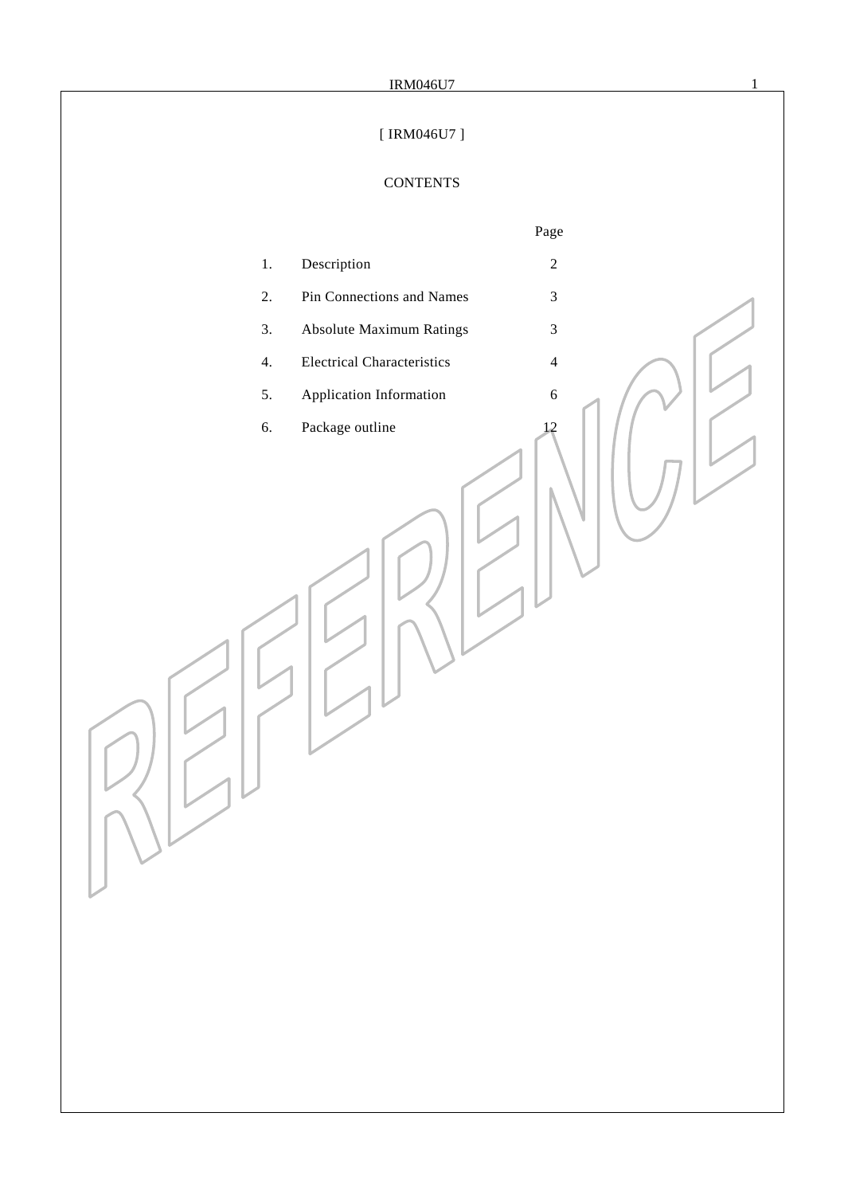# [ IRM046U7 ]

## CONTENTS

| | | Page |
|---|---|---|
| 1. | Description | 2 |
| 2. | Pin Connections and Names | 3 |
| 3. | Absolute Maximum Ratings | 3 |
| 4. | Electrical Characteristics | 4 |
| 5. | Application Information | 6 |
| 6. | Package outline | 12 |

REFERENCE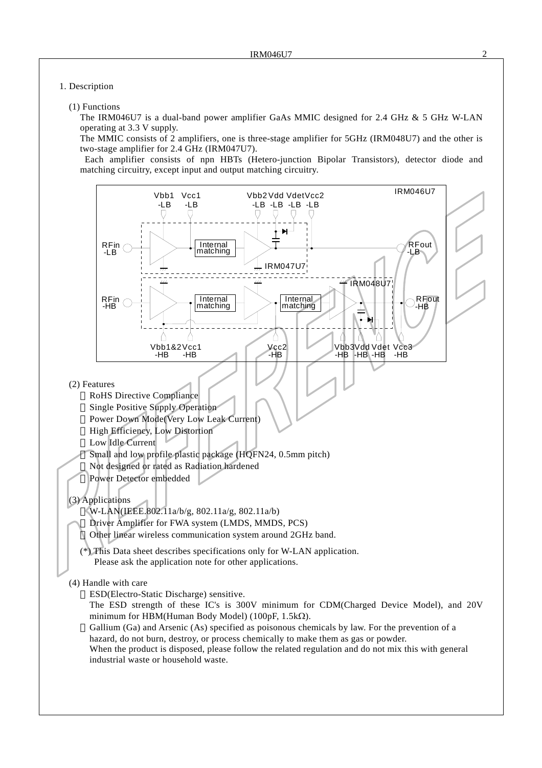## 1. Description

### (1) Functions

The IRM046U7 is a dual-band power amplifier GaAs MMIC designed for 2.4 GHz & 5 GHz W-LAN operating at 3.3 V supply.

The MMIC consists of 2 amplifiers, one is three-stage amplifier for 5GHz (IRM048U7) and the other is two-stage amplifier for 2.4 GHz (IRM047U7).

Each amplifier consists of npn HBTs (Hetero-junction Bipolar Transistors), detector diode and matching circuitry, except input and output matching circuitry.

### (2) Features

- RoHS Directive Compliance
- Single Positive Supply Operation
- Power Down Mode(Very Low Leak Current)
- High Efficiency, Low Distortion
- Low Idle Current
- Small and low profile plastic package (HQFN24, 0.5mm pitch)
- Not designed or rated as Radiation hardened
- Power Detector embedded

### (3) Applications

- W-LAN(IEEE.802.11a/b/g, 802.11a/g, 802.11a/b)
- Driver Amplifier for FWA system (LMDS, MMDS, PCS)
- Other linear wireless communication system around 2GHz band.

(*) This Data sheet describes specifications only for W-LAN application.
Please ask the application note for other applications.

### (4) Handle with care

- ESD(Electro-Static Discharge) sensitive.
  The ESD strength of these IC's is 300V minimum for CDM(Charged Device Model), and 20V minimum for HBM(Human Body Model) (100pF, 1.5kΩ).
- Gallium (Ga) and Arsenic (As) specified as poisonous chemicals by law. For the prevention of a hazard, do not burn, destroy, or process chemically to make them as gas or powder.
  When the product is disposed, please follow the related regulation and do not mix this with general industrial waste or household waste.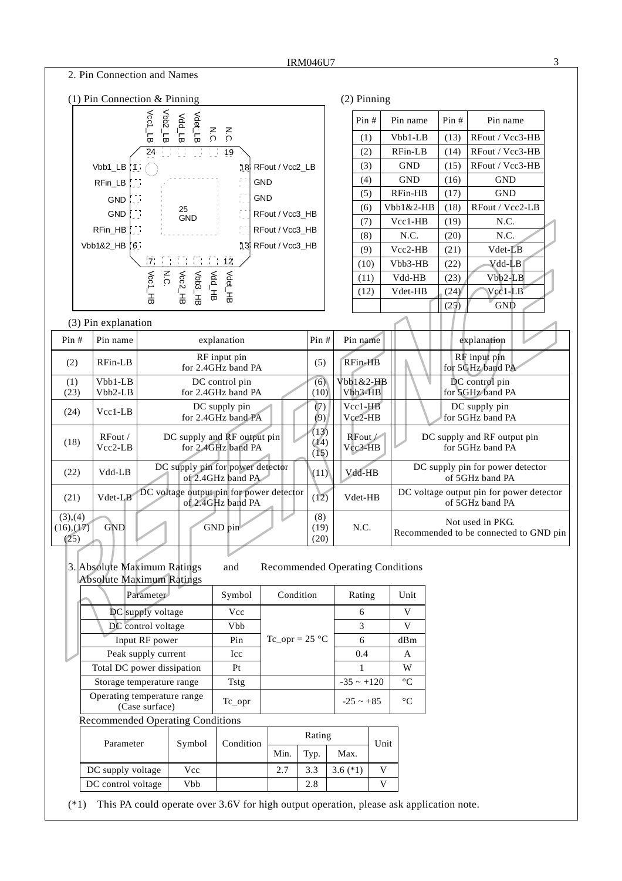## 2. Pin Connection and Names

### (1) Pin Connection & Pinning

Pin diagram labels:
- Top (24–19): Vcc1_LB, Vbb2_LB, Vdd_LB, Vdet_LB, N.C., N.C.
- Left (1–6): Vbb1_LB, RFin_LB, GND, GND, RFin_HB, Vbb1&2_HB
- Center: 25 GND
- Right (18–13): RFout / Vcc2_LB, GND, GND, RFout / Vcc3_HB, RFout / Vcc3_HB, RFout / Vcc3_HB
- Bottom (7–12): Vcc1_HB, N.C., Vcc2_HB, Vbb3_HB, Vdd_HB, Vdet_HB

### (2) Pinning

| Pin # | Pin name | Pin # | Pin name |
|---|---|---|---|
| (1) | Vbb1-LB | (13) | RFout / Vcc3-HB |
| (2) | RFin-LB | (14) | RFout / Vcc3-HB |
| (3) | GND | (15) | RFout / Vcc3-HB |
| (4) | GND | (16) | GND |
| (5) | RFin-HB | (17) | GND |
| (6) | Vbb1&2-HB | (18) | RFout / Vcc2-LB |
| (7) | Vcc1-HB | (19) | N.C. |
| (8) | N.C. | (20) | N.C. |
| (9) | Vcc2-HB | (21) | Vdet-LB |
| (10) | Vbb3-HB | (22) | Vdd-LB |
| (11) | Vdd-HB | (23) | Vbb2-LB |
| (12) | Vdet-HB | (24) | Vcc1-LB |
| | | (25) | GND |

### (3) Pin explanation

| Pin # | Pin name | explanation | Pin # | Pin name | explanation |
|---|---|---|---|---|---|
| (2) | RFin-LB | RF input pin for 2.4GHz band PA | (5) | RFin-HB | RF input pin for 5GHz band PA |
| (1) (23) | Vbb1-LB Vbb2-LB | DC control pin for 2.4GHz band PA | (6) (10) | Vbb1&2-HB Vbb3-HB | DC control pin for 5GHz band PA |
| (24) | Vcc1-LB | DC supply pin for 2.4GHz band PA | (7) (9) | Vcc1-HB Vcc2-HB | DC supply pin for 5GHz band PA |
| (18) | RFout / Vcc2-LB | DC supply and RF output pin for 2.4GHz band PA | (13) (14) (15) | RFout / Vcc3-HB | DC supply and RF output pin for 5GHz band PA |
| (22) | Vdd-LB | DC supply pin for power detector of 2.4GHz band PA | (11) | Vdd-HB | DC supply pin for power detector of 5GHz band PA |
| (21) | Vdet-LB | DC voltage output pin for power detector of 2.4GHz band PA | (12) | Vdet-HB | DC voltage output pin for power detector of 5GHz band PA |
| (3),(4) (16),(17) (25) | GND | GND pin | (8) (19) (20) | N.C. | Not used in PKG. Recommended to be connected to GND pin |

## 3. Absolute Maximum Ratings and Recommended Operating Conditions

### Absolute Maximum Ratings

| Parameter | Symbol | Condition | Rating | Unit |
|---|---|---|---|---|
| DC supply voltage | Vcc | Tc_opr = 25 °C | 6 | V |
| DC control voltage | Vbb | | 3 | V |
| Input RF power | Pin | | 6 | dBm |
| Peak supply current | Icc | | 0.4 | A |
| Total DC power dissipation | Pt | | 1 | W |
| Storage temperature range | Tstg | | -35 ~ +120 | °C |
| Operating temperature range (Case surface) | Tc_opr | | -25 ~ +85 | °C |

### Recommended Operating Conditions

| Parameter | Symbol | Condition | Rating | | | Unit |
|---|---|---|---|---|---|---|
| | | | Min. | Typ. | Max. | |
| DC supply voltage | Vcc | | 2.7 | 3.3 | 3.6 (*1) | V |
| DC control voltage | Vbb | | | 2.8 | | V |

(*1) This PA could operate over 3.6V for high output operation, please ask application note.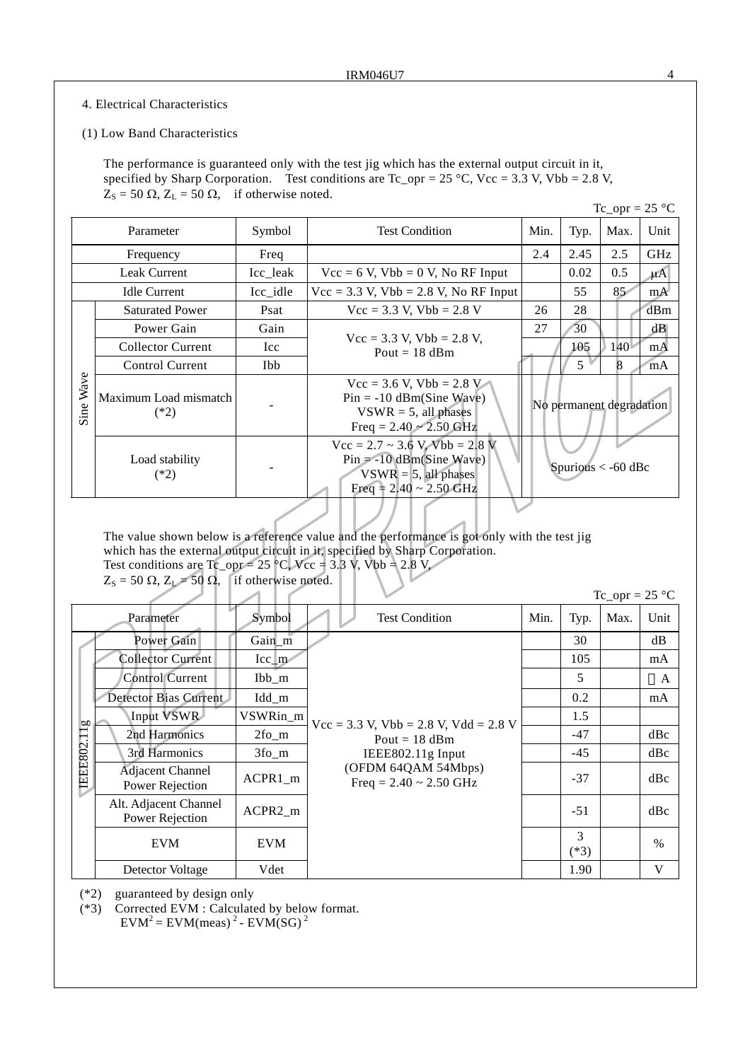## 4. Electrical Characteristics

### (1) Low Band Characteristics

The performance is guaranteed only with the test jig which has the external output circuit in it, specified by Sharp Corporation. Test conditions are Tc_opr = 25 °C, Vcc = 3.3 V, Vbb = 2.8 V, $Z_S$ = 50 Ω, $Z_L$ = 50 Ω, if otherwise noted.

Tc_opr = 25 °C

| Parameter | | Symbol | Test Condition | Min. | Typ. | Max. | Unit |
|---|---|---|---|---|---|---|---|
| Frequency | | Freq | | 2.4 | 2.45 | 2.5 | GHz |
| Leak Current | | Icc_leak | Vcc = 6 V, Vbb = 0 V, No RF Input | | 0.02 | 0.5 | μA |
| Idle Current | | Icc_idle | Vcc = 3.3 V, Vbb = 2.8 V, No RF Input | | 55 | 85 | mA |
| Sine Wave | Saturated Power | Psat | Vcc = 3.3 V, Vbb = 2.8 V | 26 | 28 | | dBm |
| | Power Gain | Gain | Vcc = 3.3 V, Vbb = 2.8 V, Pout = 18 dBm | 27 | 30 | | dB |
| | Collector Current | Icc | | | 105 | 140 | mA |
| | Control Current | Ibb | | | 5 | 8 | mA |
| | Maximum Load mismatch (*2) | - | Vcc = 3.6 V, Vbb = 2.8 V, Pin = -10 dBm(Sine Wave), VSWR = 5, all phases, Freq = 2.40 ~ 2.50 GHz | No permanent degradation | | | |
| | Load stability (*2) | - | Vcc = 2.7 ~ 3.6 V, Vbb = 2.8 V, Pin = -10 dBm(Sine Wave), VSWR = 5, all phases, Freq = 2.40 ~ 2.50 GHz | Spurious < -60 dBc | | | |

The value shown below is a reference value and the performance is got only with the test jig which has the external output circuit in it, specified by Sharp Corporation.
Test conditions are Tc_opr = 25 °C, Vcc = 3.3 V, Vbb = 2.8 V, $Z_S$ = 50 Ω, $Z_L$ = 50 Ω, if otherwise noted.

Tc_opr = 25 °C

| Parameter | | Symbol | Test Condition | Min. | Typ. | Max. | Unit |
|---|---|---|---|---|---|---|---|
| IEEE802.11g | Power Gain | Gain_m | Vcc = 3.3 V, Vbb = 2.8 V, Vdd = 2.8 V, Pout = 18 dBm, IEEE802.11g Input (OFDM 64QAM 54Mbps), Freq = 2.40 ~ 2.50 GHz | | 30 | | dB |
| | Collector Current | Icc_m | | | 105 | | mA |
| | Control Current | Ibb_m | | | 5 | | A |
| | Detector Bias Current | Idd_m | | | 0.2 | | mA |
| | Input VSWR | VSWRin_m | | | 1.5 | | |
| | 2nd Harmonics | 2fo_m | | | -47 | | dBc |
| | 3rd Harmonics | 3fo_m | | | -45 | | dBc |
| | Adjacent Channel Power Rejection | ACPR1_m | | | -37 | | dBc |
| | Alt. Adjacent Channel Power Rejection | ACPR2_m | | | -51 | | dBc |
| | EVM | EVM | | | 3 (*3) | | % |
| | Detector Voltage | Vdet | | | 1.90 | | V |

(*2) guaranteed by design only
(*3) Corrected EVM : Calculated by below format.
$EVM^2 = EVM(meas)^2 - EVM(SG)^2$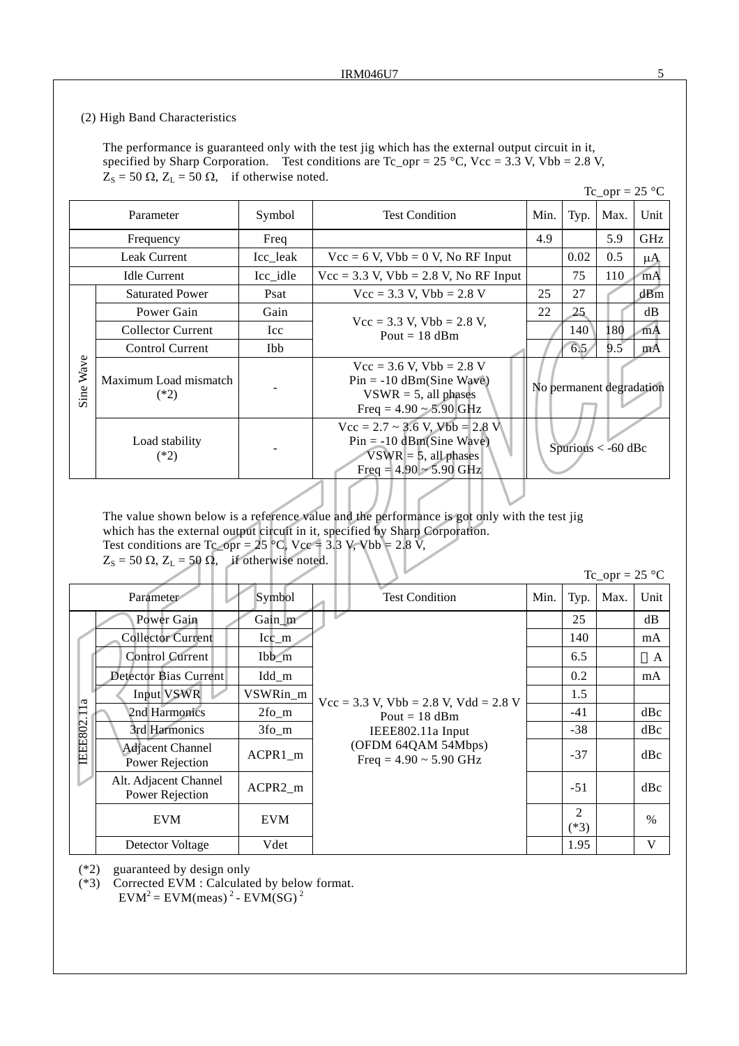(2) High Band Characteristics

The performance is guaranteed only with the test jig which has the external output circuit in it, specified by Sharp Corporation. Test conditions are Tc_opr = 25 °C, Vcc = 3.3 V, Vbb = 2.8 V, $Z_S$ = 50 Ω, $Z_L$ = 50 Ω, if otherwise noted.

Tc_opr = 25 °C

| Parameter | | Symbol | Test Condition | Min. | Typ. | Max. | Unit |
|---|---|---|---|---|---|---|---|
| Frequency | | Freq | | 4.9 | | 5.9 | GHz |
| Leak Current | | Icc_leak | Vcc = 6 V, Vbb = 0 V, No RF Input | | 0.02 | 0.5 | μA |
| Idle Current | | Icc_idle | Vcc = 3.3 V, Vbb = 2.8 V, No RF Input | | 75 | 110 | mA |
| Sine Wave | Saturated Power | Psat | Vcc = 3.3 V, Vbb = 2.8 V | 25 | 27 | | dBm |
| | Power Gain | Gain | Vcc = 3.3 V, Vbb = 2.8 V, Pout = 18 dBm | 22 | 25 | | dB |
| | Collector Current | Icc | | | 140 | 180 | mA |
| | Control Current | Ibb | | | 6.5 | 9.5 | mA |
| | Maximum Load mismatch (*2) | - | Vcc = 3.6 V, Vbb = 2.8 V, Pin = -10 dBm(Sine Wave), VSWR = 5, all phases, Freq = 4.90 ~ 5.90 GHz | No permanent degradation | | | |
| | Load stability (*2) | - | Vcc = 2.7 ~ 3.6 V, Vbb = 2.8 V, Pin = -10 dBm(Sine Wave), VSWR = 5, all phases, Freq = 4.90 ~ 5.90 GHz | Spurious < -60 dBc | | | |

The value shown below is a reference value and the performance is got only with the test jig which has the external output circuit in it, specified by Sharp Corporation.
Test conditions are Tc_opr = 25 °C, Vcc = 3.3 V, Vbb = 2.8 V,
$Z_S$ = 50 Ω, $Z_L$ = 50 Ω, if otherwise noted.

Tc_opr = 25 °C

| Parameter | | Symbol | Test Condition | Min. | Typ. | Max. | Unit |
|---|---|---|---|---|---|---|---|
| IEEE802.11a | Power Gain | Gain_m | Vcc = 3.3 V, Vbb = 2.8 V, Vdd = 2.8 V, Pout = 18 dBm, IEEE802.11a Input (OFDM 64QAM 54Mbps), Freq = 4.90 ~ 5.90 GHz | | 25 | | dB |
| | Collector Current | Icc_m | | | 140 | | mA |
| | Control Current | Ibb_m | | | 6.5 | | A |
| | Detector Bias Current | Idd_m | | | 0.2 | | mA |
| | Input VSWR | VSWRin_m | | | 1.5 | | |
| | 2nd Harmonics | 2fo_m | | | -41 | | dBc |
| | 3rd Harmonics | 3fo_m | | | -38 | | dBc |
| | Adjacent Channel Power Rejection | ACPR1_m | | | -37 | | dBc |
| | Alt. Adjacent Channel Power Rejection | ACPR2_m | | | -51 | | dBc |
| | EVM | EVM | | | 2 (*3) | | % |
| | Detector Voltage | Vdet | | | 1.95 | | V |

(*2) guaranteed by design only
(*3) Corrected EVM : Calculated by below format.
$EVM^2 = EVM(meas)^2 - EVM(SG)^2$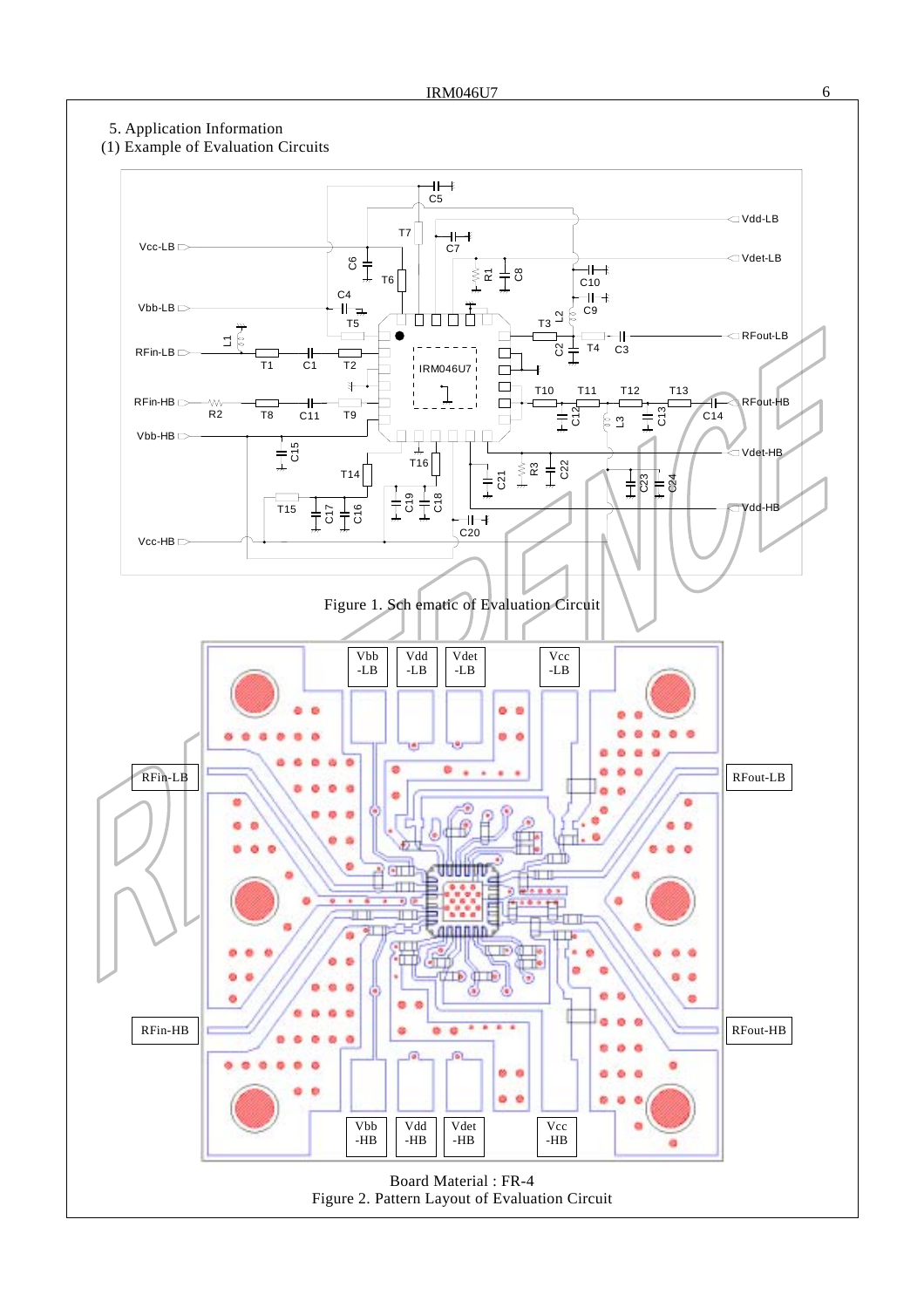5. Application Information

(1) Example of Evaluation Circuits

Figure 1. Sch ematic of Evaluation Circuit

Board Material : FR-4

Figure 2. Pattern Layout of Evaluation Circuit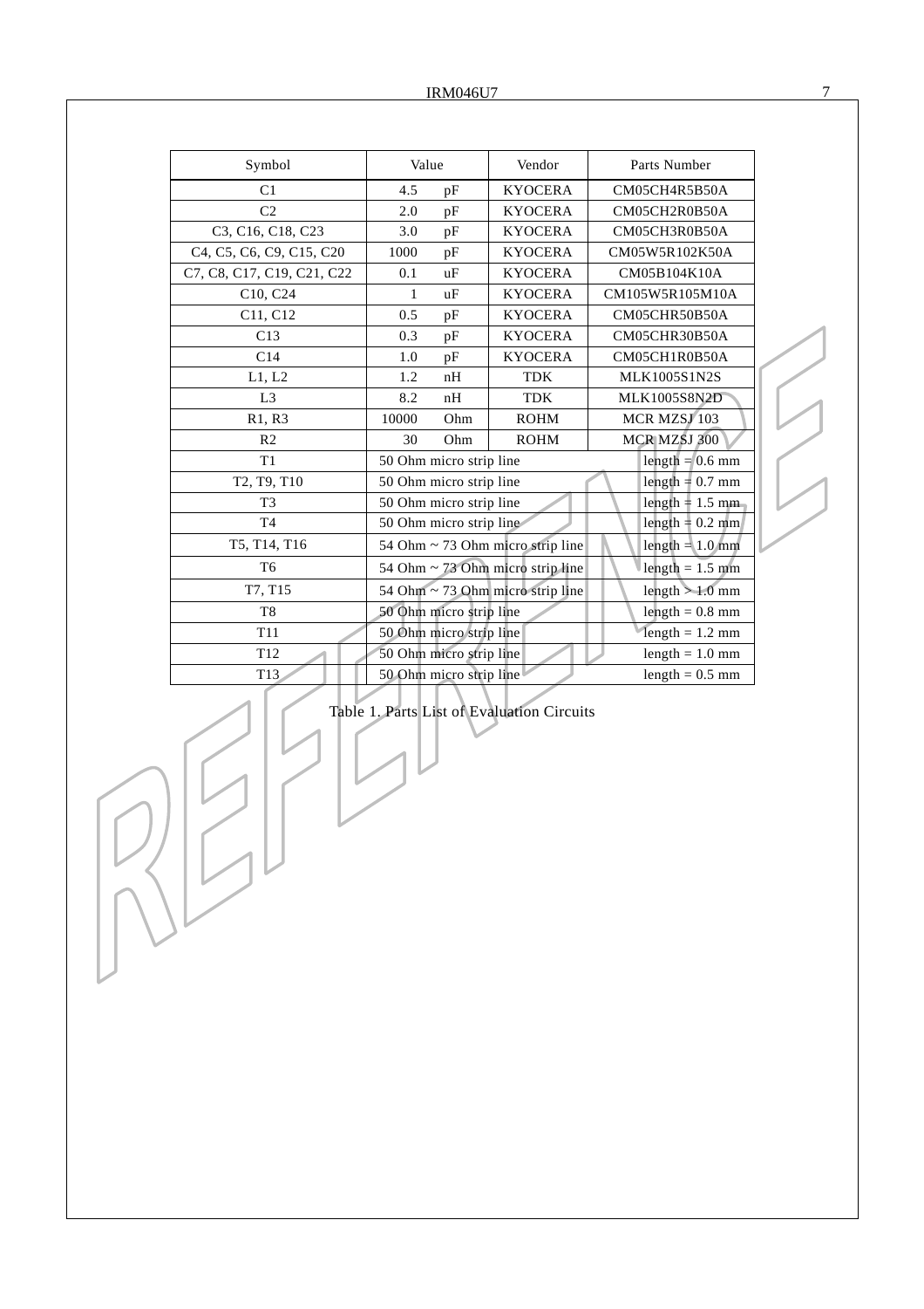| Symbol | Value | | Vendor | Parts Number |
|---|---|---|---|---|
| C1 | 4.5 | pF | KYOCERA | CM05CH4R5B50A |
| C2 | 2.0 | pF | KYOCERA | CM05CH2R0B50A |
| C3, C16, C18, C23 | 3.0 | pF | KYOCERA | CM05CH3R0B50A |
| C4, C5, C6, C9, C15, C20 | 1000 | pF | KYOCERA | CM05W5R102K50A |
| C7, C8, C17, C19, C21, C22 | 0.1 | uF | KYOCERA | CM05B104K10A |
| C10, C24 | 1 | uF | KYOCERA | CM105W5R105M10A |
| C11, C12 | 0.5 | pF | KYOCERA | CM05CHR50B50A |
| C13 | 0.3 | pF | KYOCERA | CM05CHR30B50A |
| C14 | 1.0 | pF | KYOCERA | CM05CH1R0B50A |
| L1, L2 | 1.2 | nH | TDK | MLK1005S1N2S |
| L3 | 8.2 | nH | TDK | MLK1005S8N2D |
| R1, R3 | 10000 | Ohm | ROHM | MCR MZSJ 103 |
| R2 | 30 | Ohm | ROHM | MCR MZSJ 300 |
| T1 | 50 Ohm micro strip line | | | length = 0.6 mm |
| T2, T9, T10 | 50 Ohm micro strip line | | | length = 0.7 mm |
| T3 | 50 Ohm micro strip line | | | length = 1.5 mm |
| T4 | 50 Ohm micro strip line | | | length = 0.2 mm |
| T5, T14, T16 | 54 Ohm ~ 73 Ohm micro strip line | | | length = 1.0 mm |
| T6 | 54 Ohm ~ 73 Ohm micro strip line | | | length = 1.5 mm |
| T7, T15 | 54 Ohm ~ 73 Ohm micro strip line | | | length > 1.0 mm |
| T8 | 50 Ohm micro strip line | | | length = 0.8 mm |
| T11 | 50 Ohm micro strip line | | | length = 1.2 mm |
| T12 | 50 Ohm micro strip line | | | length = 1.0 mm |
| T13 | 50 Ohm micro strip line | | | length = 0.5 mm |

Table 1. Parts List of Evaluation Circuits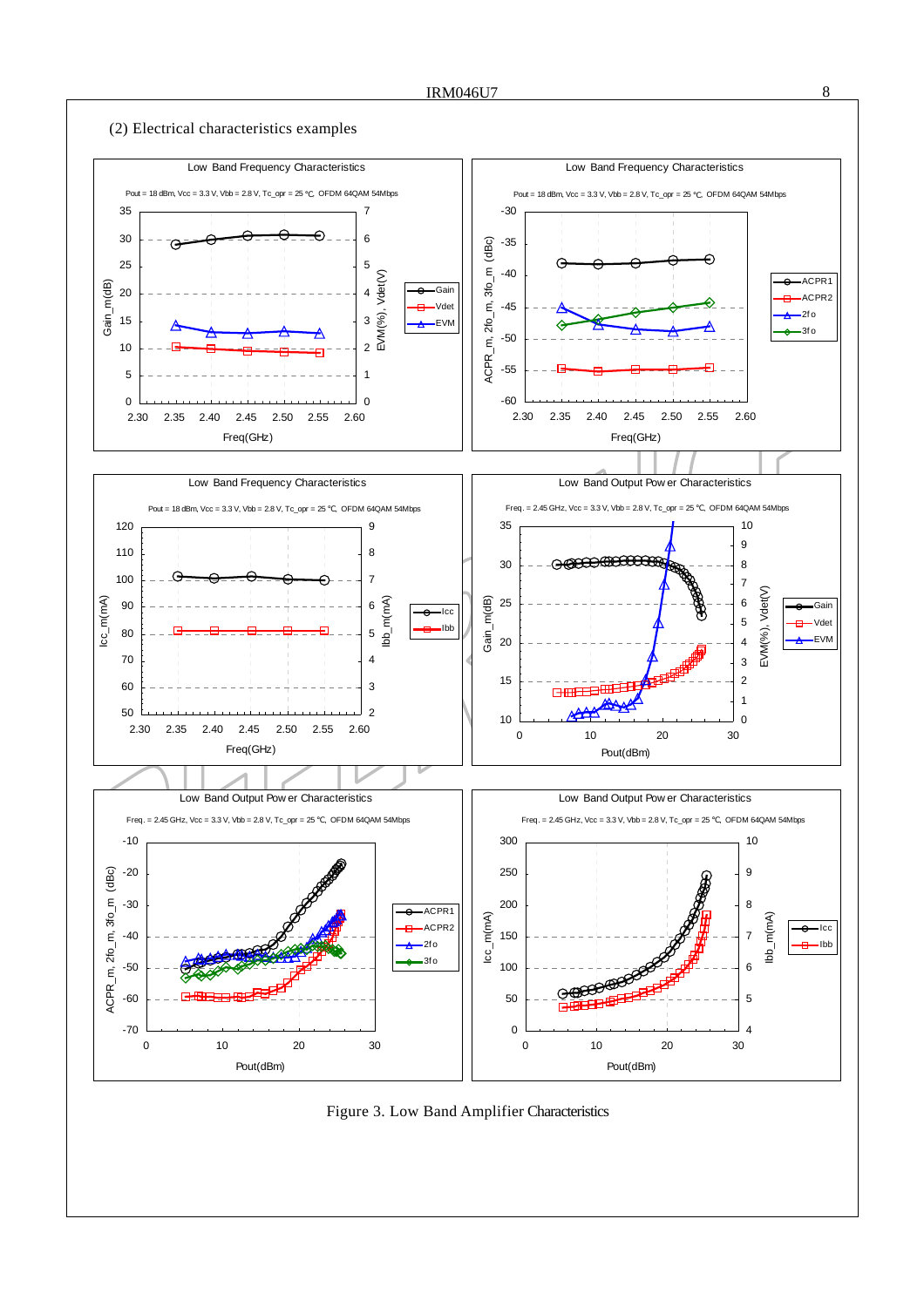(2) Electrical characteristics examples

Low Band Frequency Characteristics

Pout = 18 dBm, Vcc = 3.3 V, Vbb = 2.8 V, Tc_opr = 25 ℃, OFDM 64QAM 54Mbps

Low Band Frequency Characteristics

Pout = 18 dBm, Vcc = 3.3 V, Vbb = 2.8 V, Tc_opr = 25 ℃, OFDM 64QAM 54Mbps

Low Band Frequency Characteristics

Pout = 18 dBm, Vcc = 3.3 V, Vbb = 2.8 V, Tc_opr = 25 ℃, OFDM 64QAM 54Mbps

Low Band Output Power Characteristics

Freq. = 2.45 GHz, Vcc = 3.3 V, Vbb = 2.8 V, Tc_opr = 25 ℃, OFDM 64QAM 54Mbps

Low Band Output Power Characteristics

Freq. = 2.45 GHz, Vcc = 3.3 V, Vbb = 2.8 V, Tc_opr = 25 ℃, OFDM 64QAM 54Mbps

Low Band Output Power Characteristics

Freq. = 2.45 GHz, Vcc = 3.3 V, Vbb = 2.8 V, Tc_opr = 25 ℃, OFDM 64QAM 54Mbps

Figure 3. Low Band Amplifier Characteristics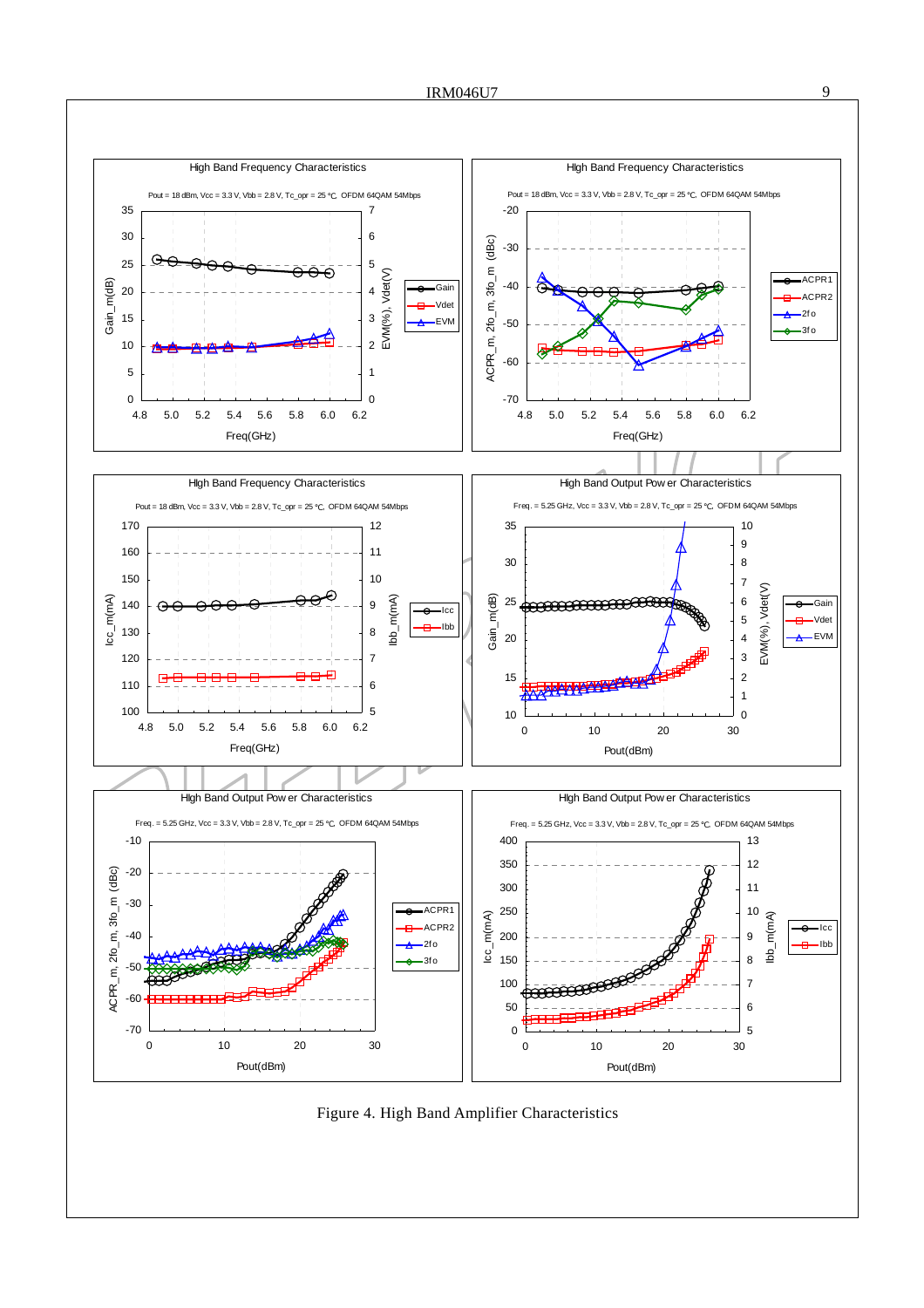Figure 4. High Band Amplifier Characteristics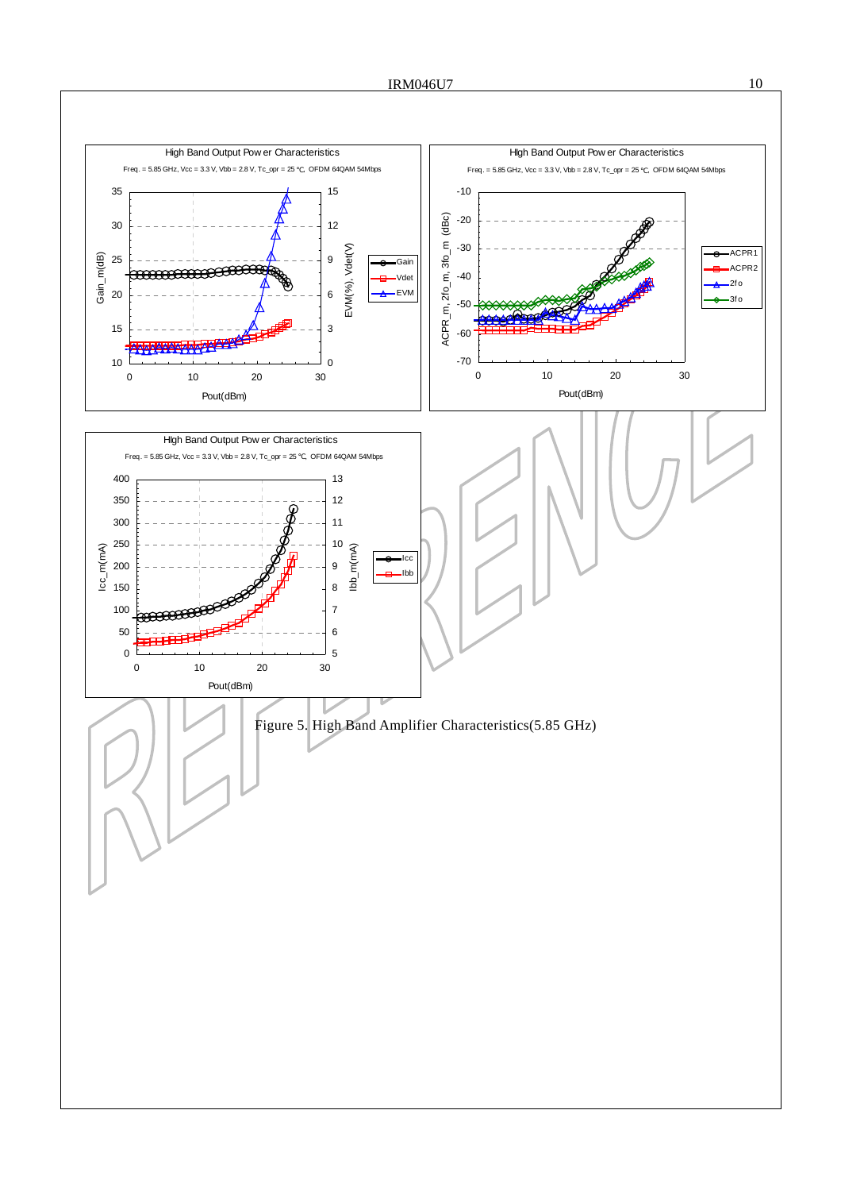Figure 5. High Band Amplifier Characteristics(5.85 GHz)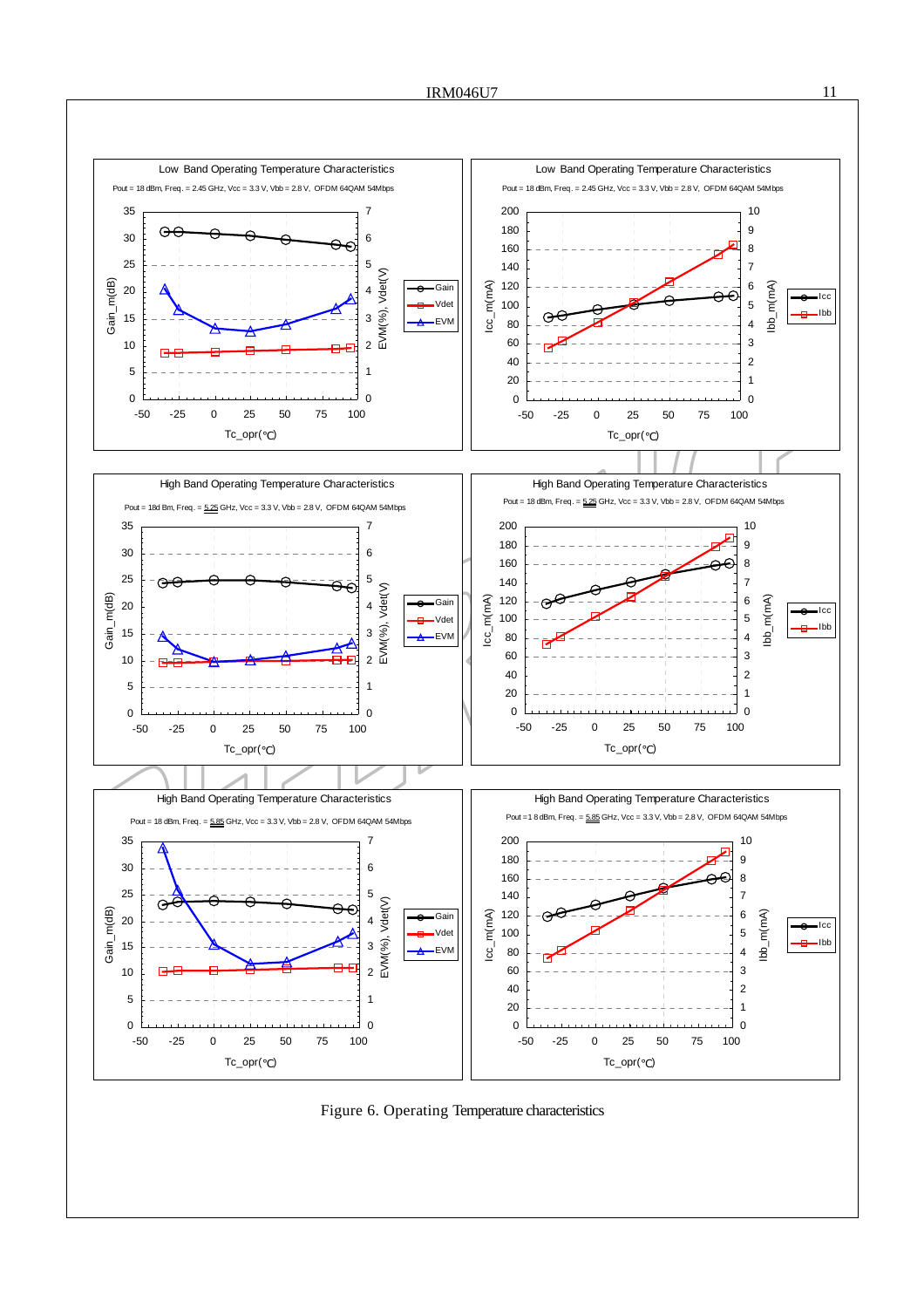**Low Band Operating Temperature Characteristics**

Pout = 18 dBm, Freq. = 2.45 GHz, Vcc = 3.3 V, Vbb = 2.8 V, OFDM 64QAM 54Mbps

**Low Band Operating Temperature Characteristics**

Pout = 18 dBm, Freq. = 2.45 GHz, Vcc = 3.3 V, Vbb = 2.8 V, OFDM 64QAM 54Mbps

**High Band Operating Temperature Characteristics**

Pout = 18d Bm, Freq. = 5.25 GHz, Vcc = 3.3 V, Vbb = 2.8 V, OFDM 64QAM 54Mbps

**High Band Operating Temperature Characteristics**

Pout = 18 dBm, Freq. = 5.25 GHz, Vcc = 3.3 V, Vbb = 2.8 V, OFDM 64QAM 54Mbps

**High Band Operating Temperature Characteristics**

Pout = 18 dBm, Freq. = 5.85 GHz, Vcc = 3.3 V, Vbb = 2.8 V, OFDM 64QAM 54Mbps

**High Band Operating Temperature Characteristics**

Pout =1 8 dBm, Freq. = 5.85 GHz, Vcc = 3.3 V, Vbb = 2.8 V, OFDM 64QAM 54Mbps

Figure 6. Operating Temperature characteristics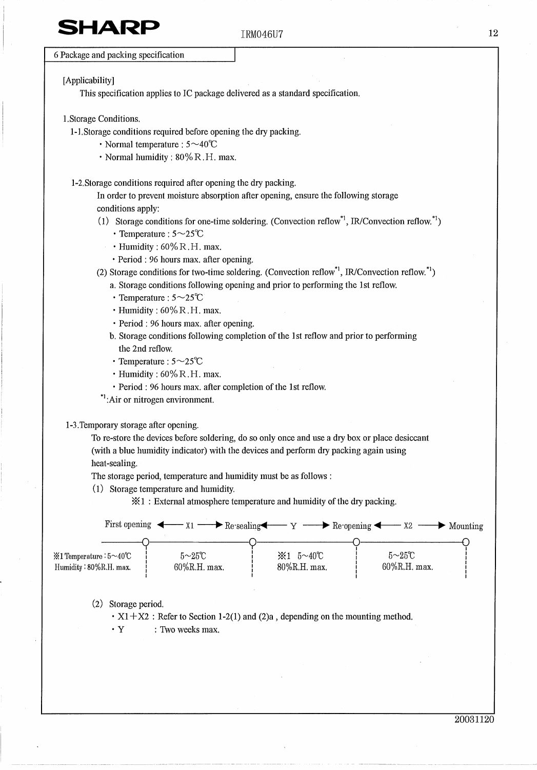## 6 Package and packing specification

[Applicability]

This specification applies to IC package delivered as a standard specification.

1.Storage Conditions.

1-1.Storage conditions required before opening the dry packing.

- Normal temperature : 5～40℃
- Normal humidity : 80%R.H. max.

1-2.Storage conditions required after opening the dry packing.

In order to prevent moisture absorption after opening, ensure the following storage conditions apply:

(1) Storage conditions for one-time soldering. (Convection reflow*1, IR/Convection reflow.*1)

- Temperature : 5～25℃
- Humidity : 60%R.H. max.
- Period : 96 hours max. after opening.

(2) Storage conditions for two-time soldering. (Convection reflow*1, IR/Convection reflow.*1)

a. Storage conditions following opening and prior to performing the 1st reflow.

- Temperature : 5～25℃
- Humidity : 60%R.H. max.
- Period : 96 hours max. after opening.

b. Storage conditions following completion of the 1st reflow and prior to performing the 2nd reflow.

- Temperature : 5～25℃
- Humidity : 60%R.H. max.
- Period : 96 hours max. after completion of the 1st reflow.

*1:Air or nitrogen environment.

1-3.Temporary storage after opening.

To re-store the devices before soldering, do so only once and use a dry box or place desiccant (with a blue humidity indicator) with the devices and perform dry packing again using heat-sealing.

The storage period, temperature and humidity must be as follows :

(1) Storage temperature and humidity.

※1 : External atmosphere temperature and humidity of the dry packing.

| | First opening | ← X1 → | Re-sealing | ← Y → | Re-opening | ← X2 → | Mounting |
|---|---|---|---|---|---|---|---|
| ※1 Temperature : 5～40℃<br>Humidity : 80%R.H. max. | | 5～25℃<br>60%R.H. max. | | ※1 5～40℃<br>80%R.H. max. | | 5～25℃<br>60%R.H. max. | |

(2) Storage period.

- X1+X2 : Refer to Section 1-2(1) and (2)a , depending on the mounting method.
- Y : Two weeks max.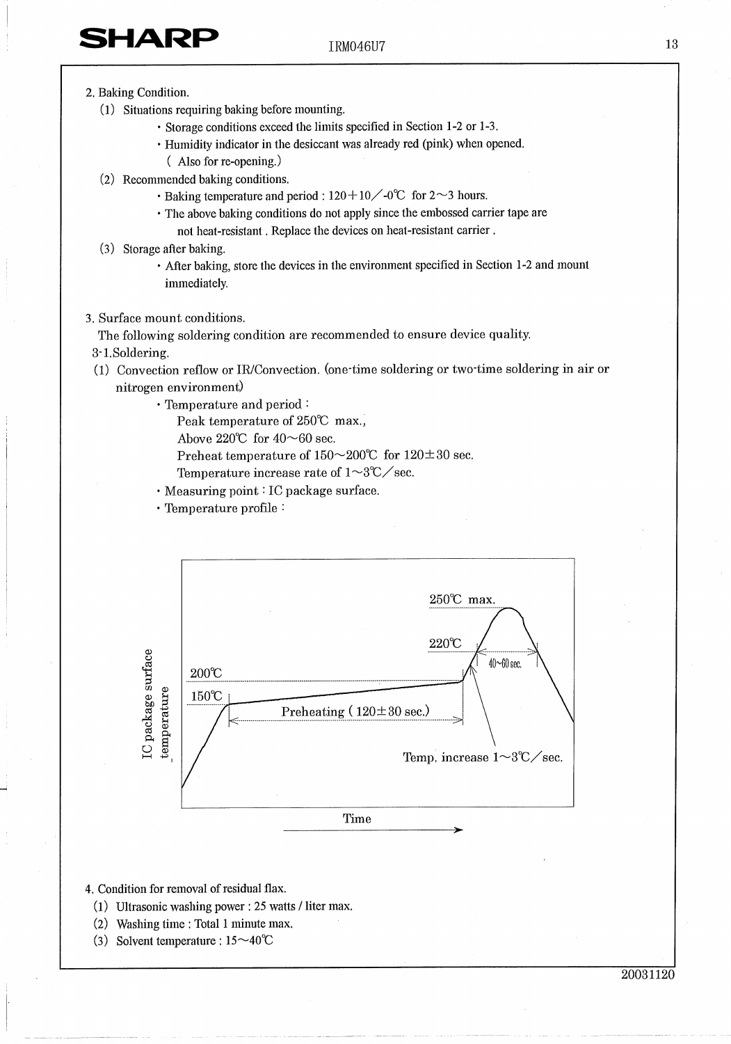2. Baking Condition.

(1) Situations requiring baking before mounting.

- Storage conditions exceed the limits specified in Section 1-2 or 1-3.
- Humidity indicator in the desiccant was already red (pink) when opened. ( Also for re-opening.)

(2) Recommended baking conditions.

- Baking temperature and period : 120+10／-0℃ for 2～3 hours.
- The above baking conditions do not apply since the embossed carrier tape are not heat-resistant . Replace the devices on heat-resistant carrier .

(3) Storage after baking.

- After baking, store the devices in the environment specified in Section 1-2 and mount immediately.

3. Surface mount conditions.

The following soldering condition are recommended to ensure device quality.

3-1.Soldering.

(1) Convection reflow or IR/Convection. (one-time soldering or two-time soldering in air or nitrogen environment)

- Temperature and period :
  - Peak temperature of 250℃ max.,
  - Above 220℃ for 40～60 sec.
  - Preheat temperature of 150～200℃ for 120±30 sec.
  - Temperature increase rate of 1～3℃／sec.
- Measuring point : IC package surface.
- Temperature profile :

IC package surface temperature

250℃ max.

220℃

40~60sec.

200℃

150℃

Preheating ( 120±30 sec.)

Temp. increase 1～3℃／sec.

Time

4. Condition for removal of residual flax.

(1) Ultrasonic washing power : 25 watts / liter max.

(2) Washing time : Total 1 minute max.

(3) Solvent temperature : 15～40℃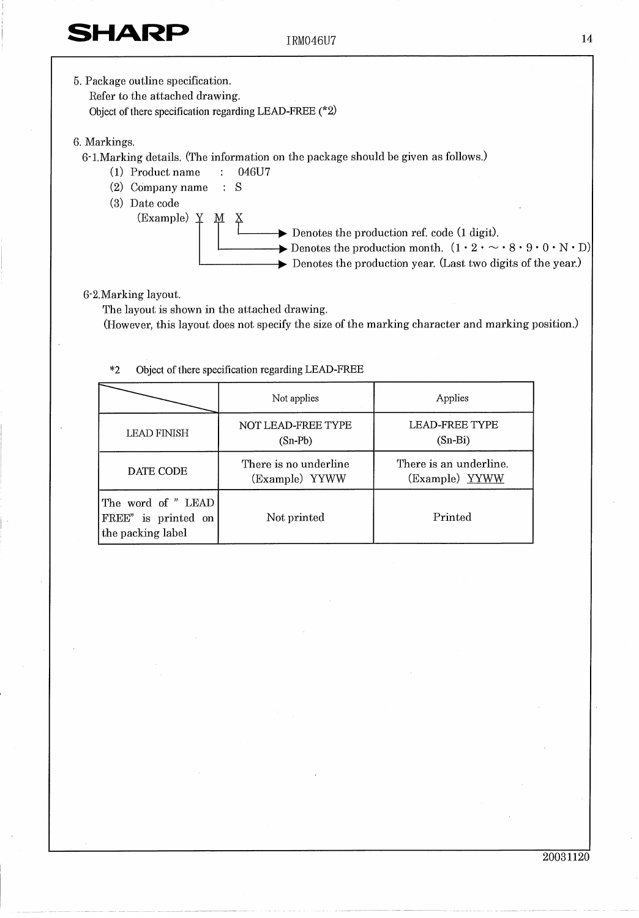5. Package outline specification.

Refer to the attached drawing.

Object of there specification regarding LEAD-FREE (*2)

6. Markings.

6-1.Marking details. (The information on the package should be given as follows.)

(1) Product name : 046U7

(2) Company name : S

(3) Date code

(Example) <u>Y</u> <u>M</u> <u>X</u>

- X → Denotes the production ref. code (1 digit).
- M → Denotes the production month. (1・2・～・8・9・0・N・D)
- Y → Denotes the production year. (Last two digits of the year.)

6-2.Marking layout.

The layout is shown in the attached drawing.

(However, this layout does not specify the size of the marking character and marking position.)

*2 Object of there specification regarding LEAD-FREE

| | Not applies | Applies |
|---|---|---|
| LEAD FINISH | NOT LEAD-FREE TYPE (Sn-Pb) | LEAD-FREE TYPE (Sn-Bi) |
| DATE CODE | There is no underline (Example) YYWW | There is an underline. (Example) <u>YYWW</u> |
| The word of " LEAD FREE" is printed on the packing label | Not printed | Printed |

20031120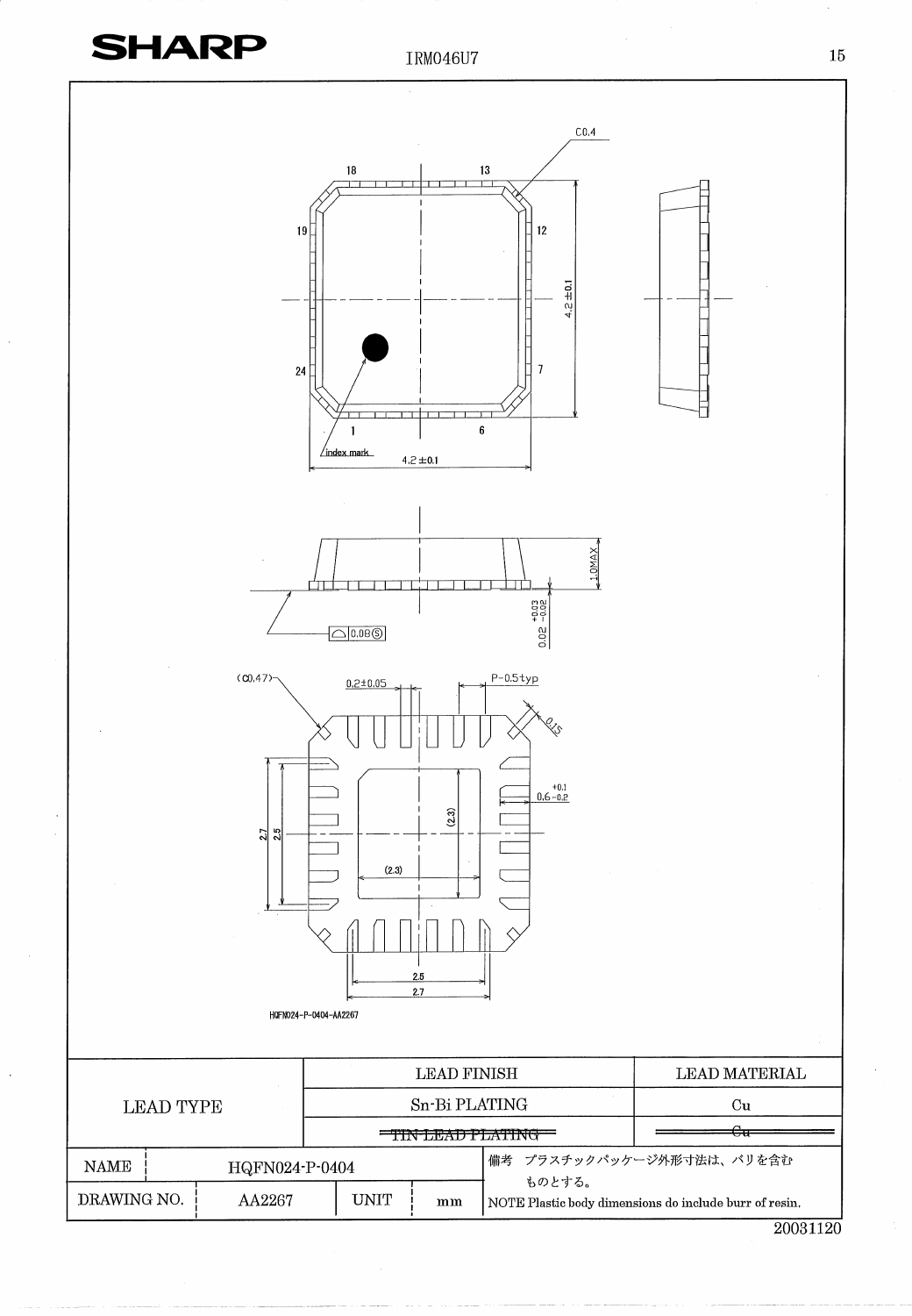C0.4

18 13

19 12

24 7

1 6

index mark

4.2 ±0.1

4.2 ±0.1

1.0MAX

0.02 +0.03 −0.02

0.08Ⓢ

(C0.47)

0.2±0.05

P-0.5typ

0.15

+0.1 0.6 −0.2

2.7 2.5

(2.3)

(2.3)

2.5

2.7

HQFN024-P-0404-AA2267

| LEAD TYPE | LEAD FINISH | LEAD MATERIAL |
|---|---|---|
| | Sn-Bi PLATING | Cu |
| | ~~TIN-LEAD PLATING~~ | ~~Cu~~ |

| NAME | HQFN024-P-0404 | | | 備考 プラスチックパッケージ外形寸法は、バリを含むものとする。 |
|---|---|---|---|---|
| DRAWING NO. | AA2267 | UNIT | mm | NOTE Plastic body dimensions do include burr of resin. |

20031120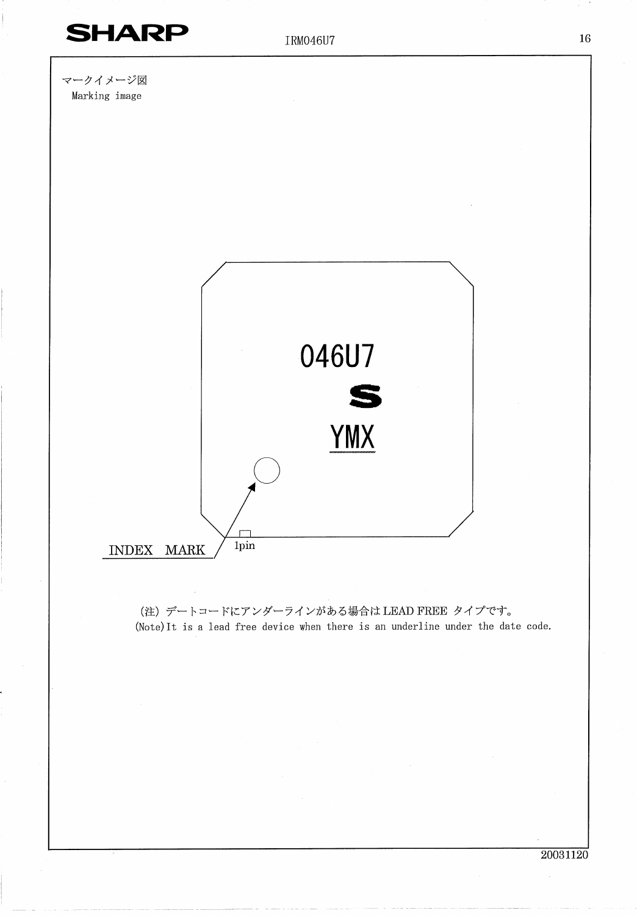マークイメージ図

Marking image

046U7

S

YMX

INDEX MARK

1pin

(注) デートコードにアンダーラインがある場合はLEAD FREE タイプです。

(Note)It is a lead free device when there is an underline under the date code.

20031120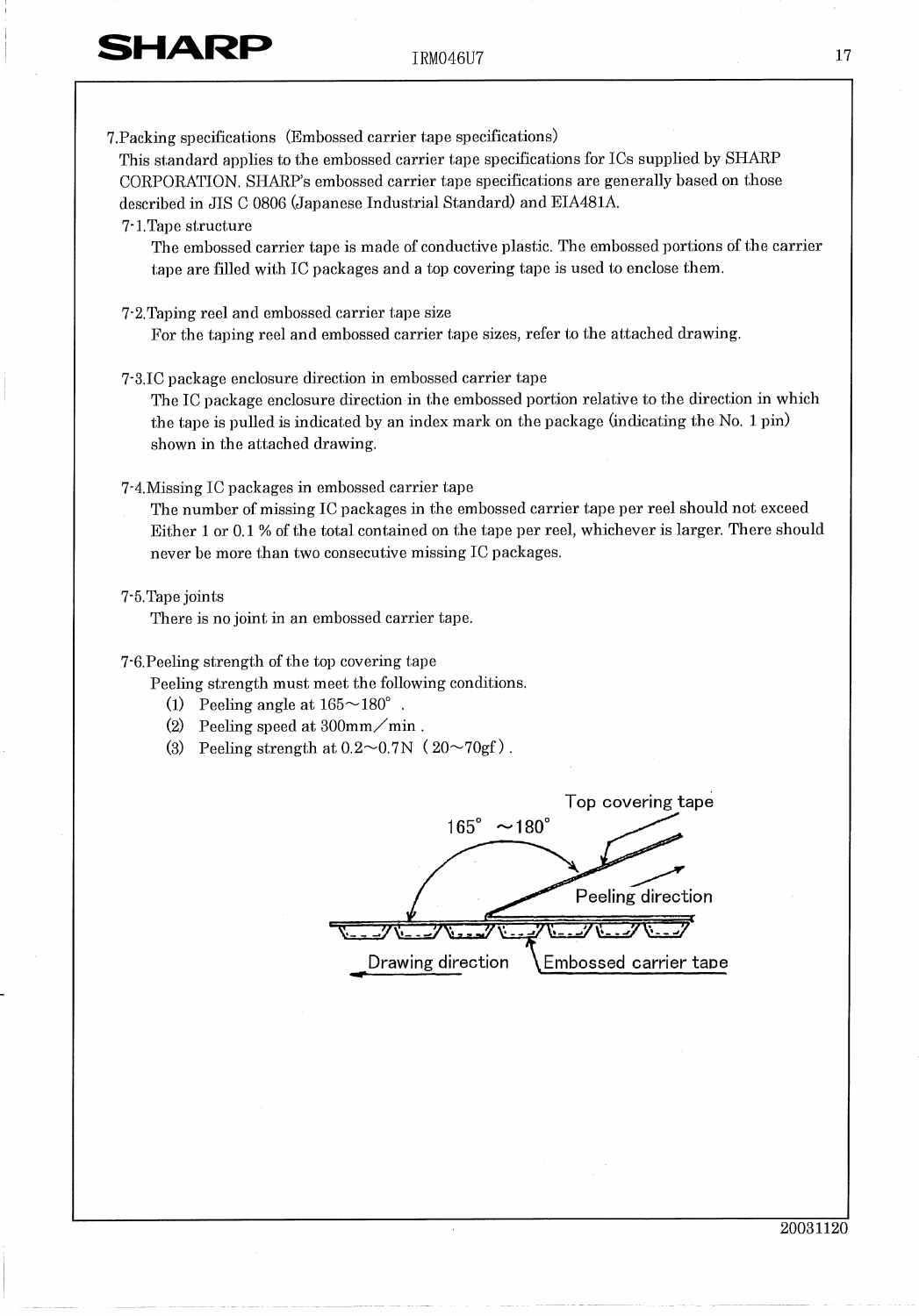7.Packing specifications (Embossed carrier tape specifications)

This standard applies to the embossed carrier tape specifications for ICs supplied by SHARP CORPORATION. SHARP's embossed carrier tape specifications are generally based on those described in JIS C 0806 (Japanese Industrial Standard) and EIA481A.

7-1.Tape structure

The embossed carrier tape is made of conductive plastic. The embossed portions of the carrier tape are filled with IC packages and a top covering tape is used to enclose them.

7-2.Taping reel and embossed carrier tape size

For the taping reel and embossed carrier tape sizes, refer to the attached drawing.

7-3.IC package enclosure direction in embossed carrier tape

The IC package enclosure direction in the embossed portion relative to the direction in which the tape is pulled is indicated by an index mark on the package (indicating the No. 1 pin) shown in the attached drawing.

7-4.Missing IC packages in embossed carrier tape

The number of missing IC packages in the embossed carrier tape per reel should not exceed Either 1 or 0.1 % of the total contained on the tape per reel, whichever is larger. There should never be more than two consecutive missing IC packages.

7-5.Tape joints

There is no joint in an embossed carrier tape.

7-6.Peeling strength of the top covering tape

Peeling strength must meet the following conditions.

(1) Peeling angle at 165～180° .
(2) Peeling speed at 300mm／min .
(3) Peeling strength at 0.2～0.7N (20～70gf) .

165° ～180°

Top covering tape

Peeling direction

Drawing direction

Embossed carrier tape

20031120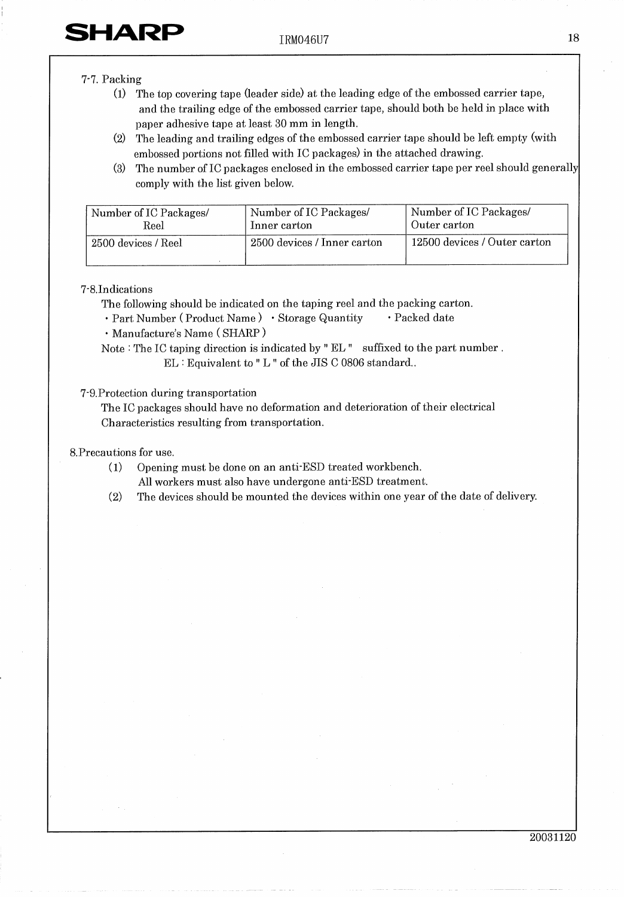7-7. Packing

(1) The top covering tape (leader side) at the leading edge of the embossed carrier tape, and the trailing edge of the embossed carrier tape, should both be held in place with paper adhesive tape at least 30 mm in length.

(2) The leading and trailing edges of the embossed carrier tape should be left empty (with embossed portions not filled with IC packages) in the attached drawing.

(3) The number of IC packages enclosed in the embossed carrier tape per reel should generally comply with the list given below.

| Number of IC Packages/ Reel | Number of IC Packages/ Inner carton | Number of IC Packages/ Outer carton |
| --- | --- | --- |
| 2500 devices / Reel | 2500 devices / Inner carton | 12500 devices / Outer carton |

7-8.Indications

The following should be indicated on the taping reel and the packing carton.

- Part Number ( Product Name )
- Storage Quantity
- Packed date
- Manufacture's Name ( SHARP )

Note : The IC taping direction is indicated by " EL " suffixed to the part number .
EL : Equivalent to " L " of the JIS C 0806 standard..

7-9.Protection during transportation

The IC packages should have no deformation and deterioration of their electrical Characteristics resulting from transportation.

8.Precautions for use.

(1) Opening must be done on an anti-ESD treated workbench.
All workers must also have undergone anti-ESD treatment.

(2) The devices should be mounted the devices within one year of the date of delivery.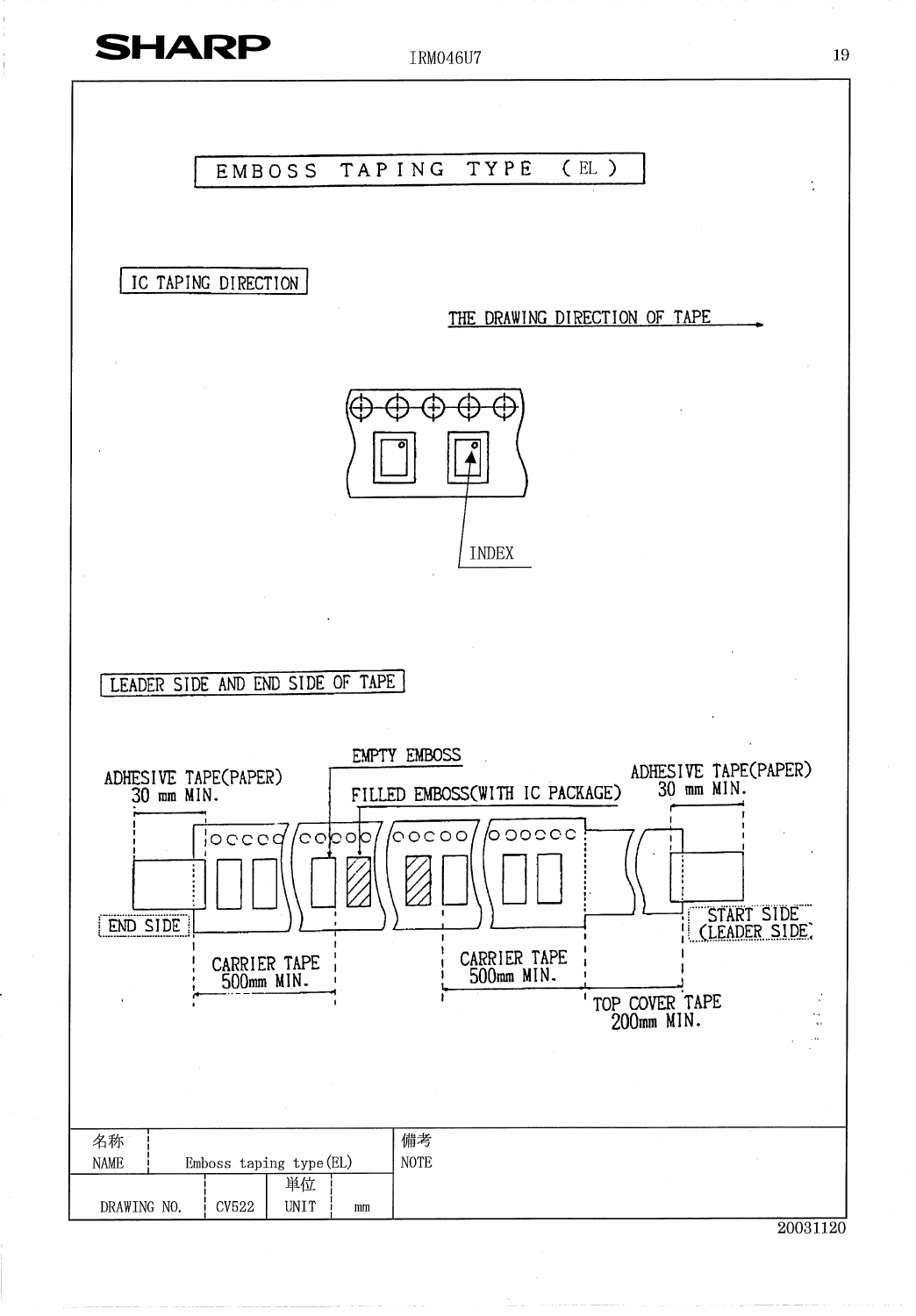# EMBOSS TAPING TYPE (EL)

## IC TAPING DIRECTION

THE DRAWING DIRECTION OF TAPE →

INDEX

## LEADER SIDE AND END SIDE OF TAPE

EMPTY EMBOSS

ADHESIVE TAPE(PAPER)
30 mm MIN.

FILLED EMBOSS(WITH IC PACKAGE)

ADHESIVE TAPE(PAPER)
30 mm MIN.

END SIDE

START SIDE
(LEADER SIDE)

CARRIER TAPE
500mm MIN.

CARRIER TAPE
500mm MIN.

TOP COVER TAPE
200mm MIN.

| 名称 NAME | Emboss taping type (EL) | | | 備考 NOTE |
|---|---|---|---|---|
| DRAWING NO. | CV522 | 単位 UNIT | mm | |

20031120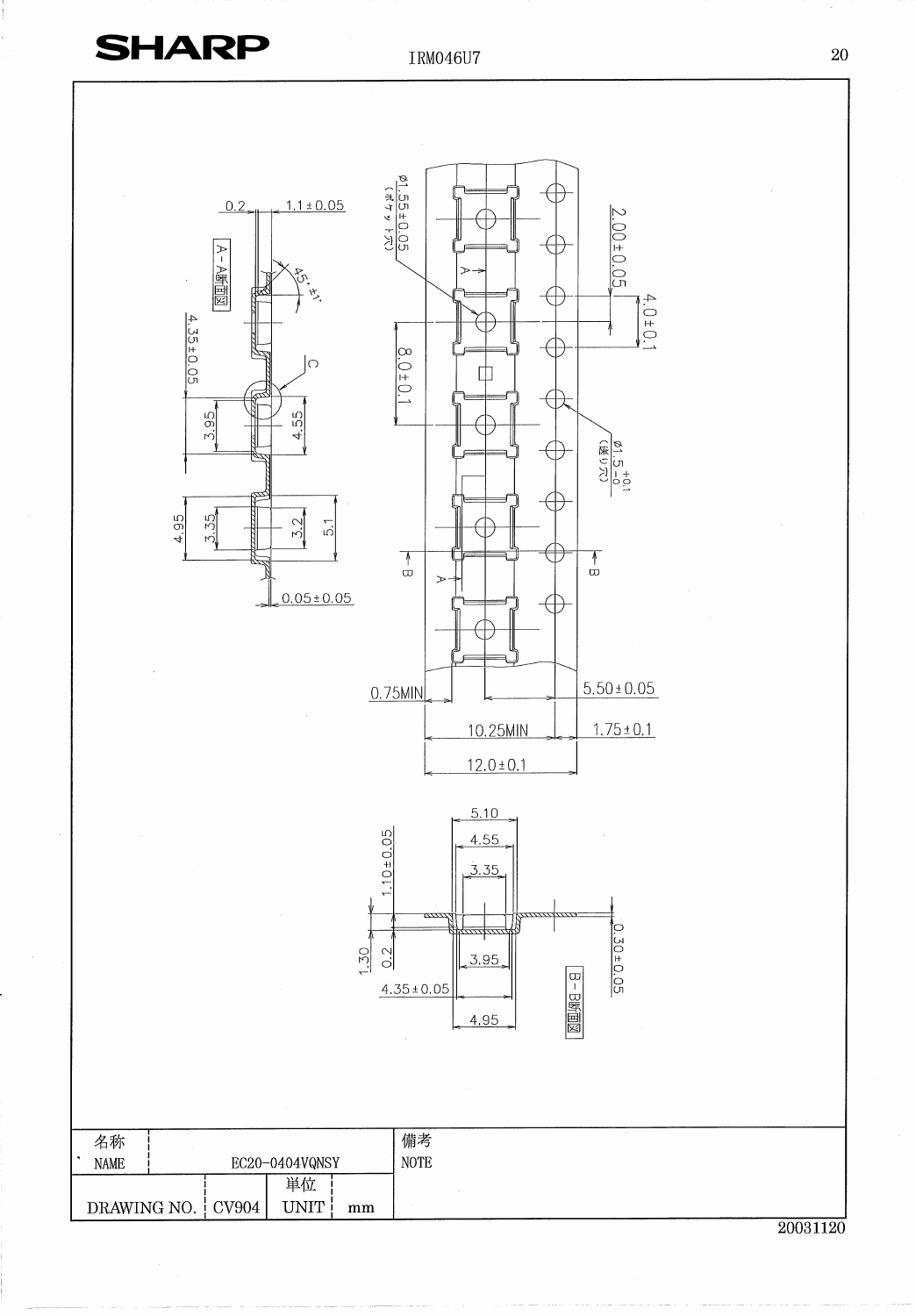A-A断面図

0.2

1.1±0.05

45°±1°

4.35±0.05

C

3.95

4.55

4.95

3.35

3.2

5.1

0.05±0.05

φ1.55±0.05 (ポケット穴)

2.00±0.05

4.0±0.1

8.0±0.1

φ1.5 $^{+0.1}_{-0}$ (送り穴)

A

B

0.75MIN

5.50±0.05

10.25MIN

1.75±0.1

12.0±0.1

5.10

4.55

3.35

1.10±0.05

0.30±0.05

1.30

0.2

3.95

4.35±0.05

4.95

B-B断面図

| 名称 NAME | EC20-0404VQNSY | | 備考 NOTE |
|---|---|---|---|
| DRAWING NO. | CV904 | 単位 UNIT mm | |

20031120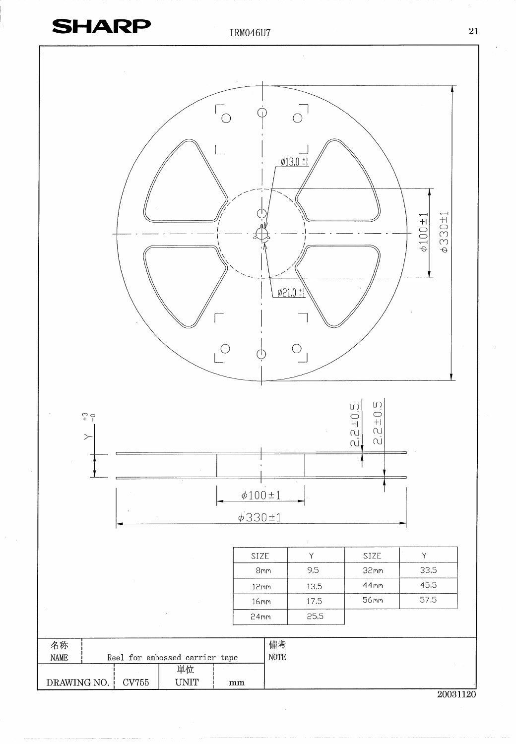φ13.0 ±1

φ21.0 ±1

φ100±1

φ330±1

Y $^{+3}_{-0}$

2.2±0.5

2.2±0.5

φ100±1

φ330±1

| SIZE | Y | SIZE | Y |
|---|---|---|---|
| 8mm | 9.5 | 32mm | 33.5 |
| 12mm | 13.5 | 44mm | 45.5 |
| 16mm | 17.5 | 56mm | 57.5 |
| 24mm | 25.5 | | |

| 名称 NAME | Reel for embossed carrier tape | | | 備考 NOTE |
|---|---|---|---|---|
| DRAWING NO. | CV755 | 単位 UNIT | mm | |

20031120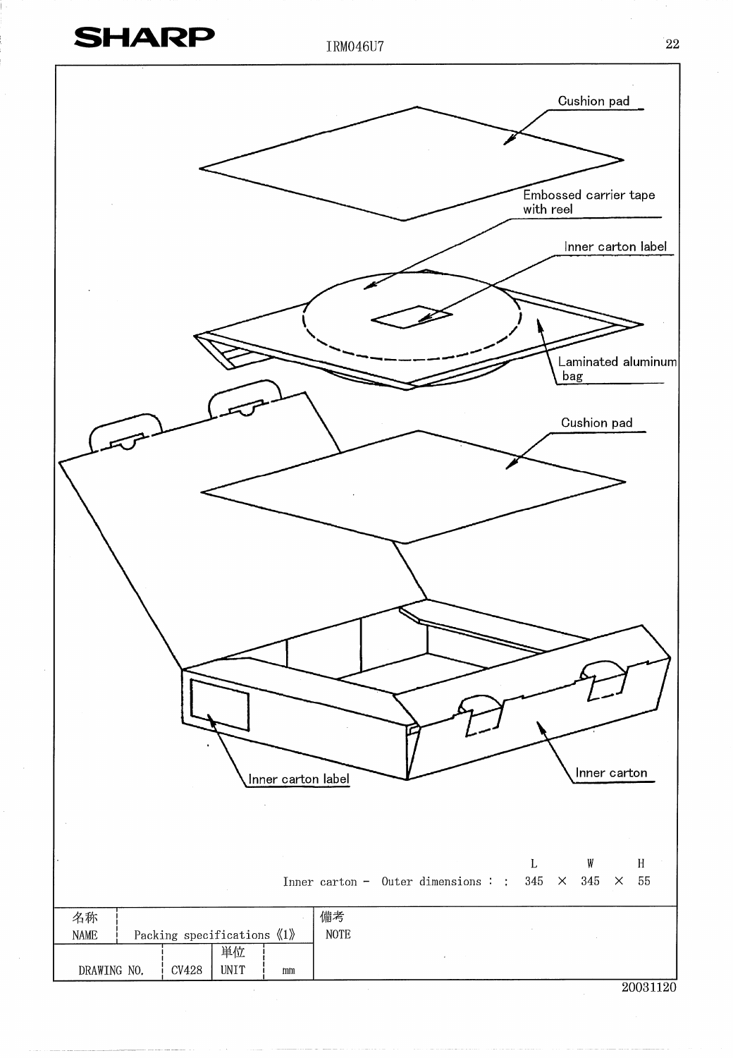Cushion pad

Embossed carrier tape with reel

Inner carton label

Laminated aluminum bag

Cushion pad

Inner carton label

Inner carton

| | L | | W | | H |
|---|---|---|---|---|---|
| Inner carton − Outer dimensions : : | 345 | × | 345 | × | 55 |

| 名称 NAME | Packing specifications 《1》 | | | 備考 NOTE |
|---|---|---|---|---|
| DRAWING NO. | CV428 | 単位 UNIT | mm | |

20031120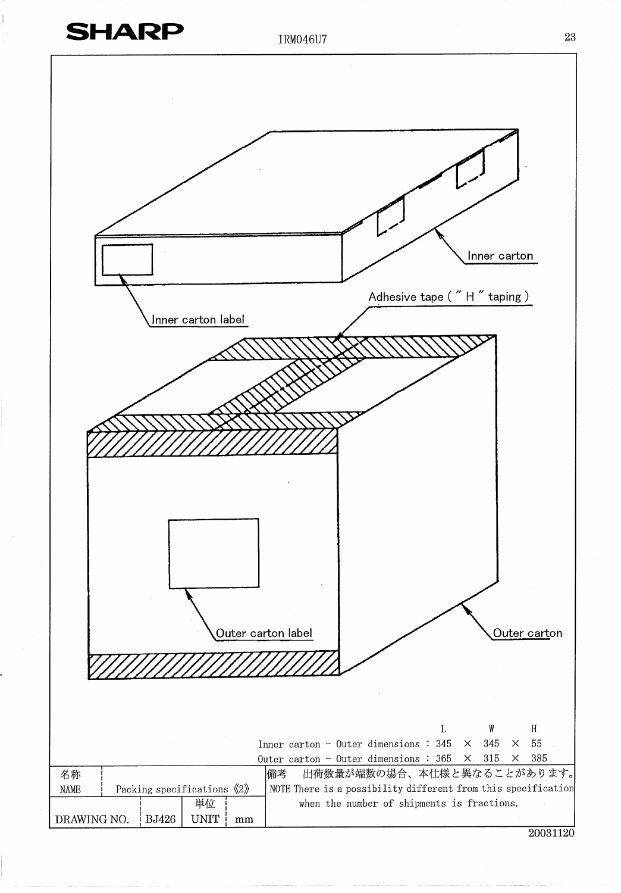Inner carton

Inner carton label

Adhesive tape ( " H " taping )

Outer carton label

Outer carton

| | L | | W | | H |
|---|---|---|---|---|---|
| Inner carton - Outer dimensions : | 345 | × | 345 | × | 55 |
| Outer carton - Outer dimensions : | 365 | × | 315 | × | 385 |

| 名称 NAME | Packing specifications 《2》 | | | 備考 出荷数量が端数の場合、本仕様と異なることがあります。 NOTE There is a possibility different from this specification when the number of shipments is fractions. |
|---|---|---|---|---|
| DRAWING NO. | BJ426 | 単位 UNIT | mm | |

20031120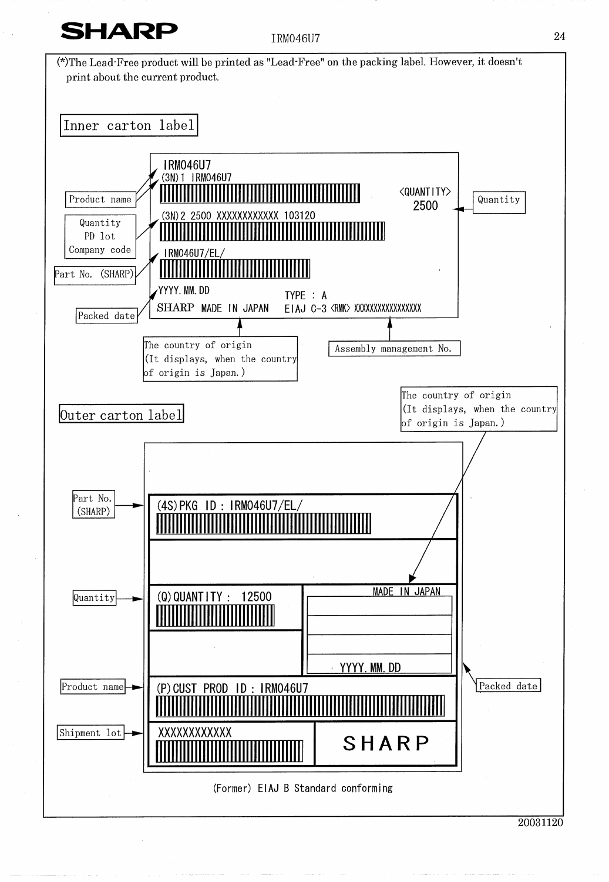(*)The Lead-Free product will be printed as "Lead-Free" on the packing label. However, it doesn't print about the current product.

## Inner carton label

IRM046U7
(3N)1 IRM046U7
(3N)2 2500 XXXXXXXXXXXX 103120
IRM046U7/EL/
YYYY. MM. DD
SHARP MADE IN JAPAN
<QUANTITY> 2500
TYPE : A
EIAJ C-3 <RMK> XXXXXXXXXXXXXXXXX

- Product name
- Quantity / PD lot / Company code
- Part No. (SHARP)
- Packed date
- Quantity
- The country of origin (It displays, when the country of origin is Japan.)
- Assembly management No.

## Outer carton label

(4S)PKG ID : IRM046U7/EL/
(Q)QUANTITY : 12500
MADE IN JAPAN
YYYY. MM. DD
(P)CUST PROD ID : IRM046U7
XXXXXXXXXXXX
SHARP

- Part No. (SHARP)
- Quantity
- Product name
- Shipment lot
- The country of origin (It displays, when the country of origin is Japan.)
- Packed date

(Former) EIAJ B Standard conforming

20031120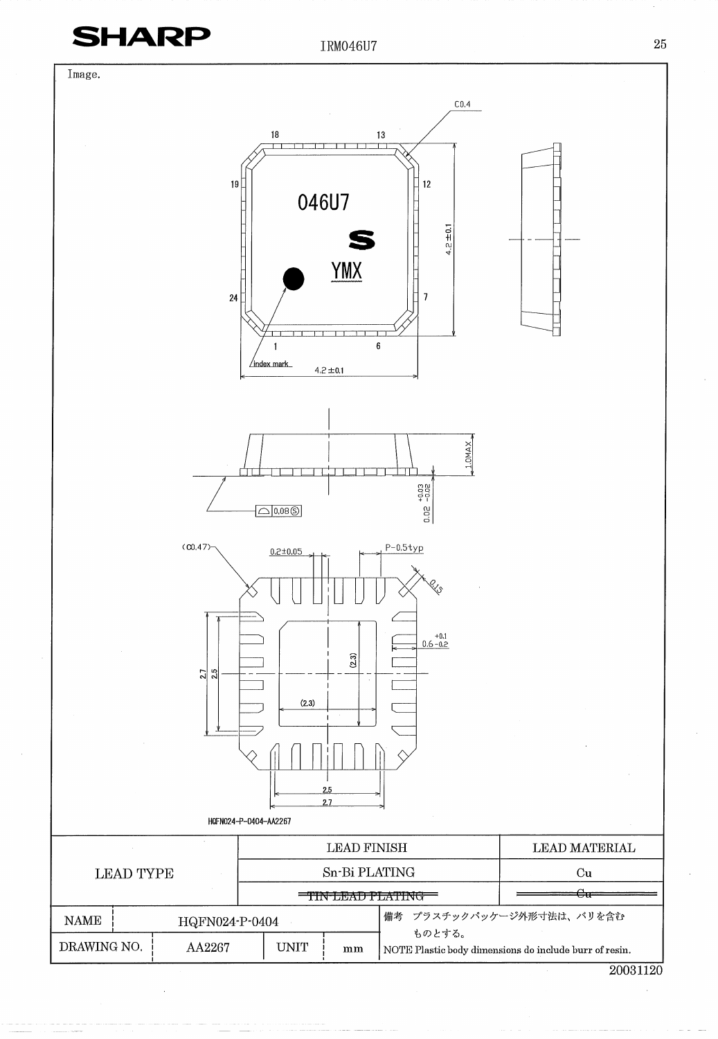Image.

C0.4

18 13

19 12

24 7

1 6

046U7

S

YMX

index mark

4.2±0.1

4.2±0.1

1.0MAX

0.02 +0.03 -0.02

0.08 Ⓢ

(C0.47)

0.2±0.05

P-0.5typ

0.15

0.6 +0.1 -0.2

2.7

2.5

(2.3)

(2.3)

2.5

2.7

HQFN024-P-0404-AA2267

| LEAD TYPE | LEAD FINISH | LEAD MATERIAL |
|---|---|---|
| | Sn-Bi PLATING | Cu |
| | ~~TIN-LEAD PLATING~~ | ~~Cu~~ |

| | | | |
|---|---|---|---|
| NAME | HQFN024-P-0404 | | 備考 プラスチックパッケージ外形寸法は、バリを含むものとする。 NOTE Plastic body dimensions do include burr of resin. |
| DRAWING NO. | AA2267 | UNIT mm | |

20031120